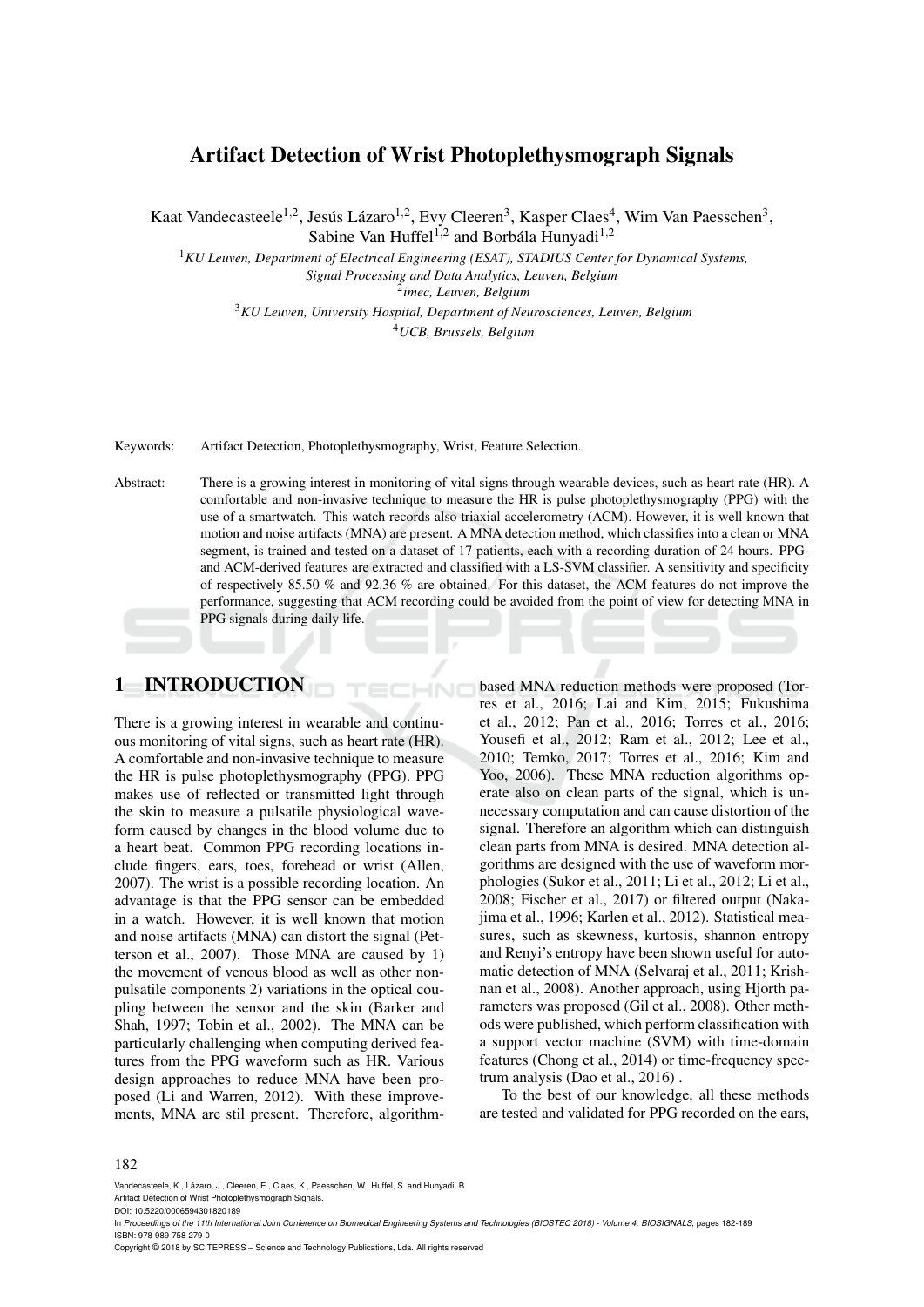# Artifact Detection of Wrist Photoplethysmograph Signals

Kaat Vandecasteele[1,2], Jesús Lázaro[1,2], Evy Cleeren[3], Kasper Claes[4], Wim Van Paesschen[3], Sabine Van Huffel[1,2] and Borbála Hunyadi[1,2]

[1] *KU Leuven, Department of Electrical Engineering (ESAT), STADIUS Center for Dynamical Systems, Signal Processing and Data Analytics, Leuven, Belgium*
[2] *imec, Leuven, Belgium*
[3] *KU Leuven, University Hospital, Department of Neurosciences, Leuven, Belgium*
[4] *UCB, Brussels, Belgium*

Keywords: Artifact Detection, Photoplethysmography, Wrist, Feature Selection.

Abstract: There is a growing interest in monitoring of vital signs through wearable devices, such as heart rate (HR). A comfortable and non-invasive technique to measure the HR is pulse photoplethysmography (PPG) with the use of a smartwatch. This watch records also triaxial accelerometry (ACM). However, it is well known that motion and noise artifacts (MNA) are present. A MNA detection method, which classifies into a clean or MNA segment, is trained and tested on a dataset of 17 patients, each with a recording duration of 24 hours. PPG- and ACM-derived features are extracted and classified with a LS-SVM classifier. A sensitivity and specificity of respectively 85.50 % and 92.36 % are obtained. For this dataset, the ACM features do not improve the performance, suggesting that ACM recording could be avoided from the point of view for detecting MNA in PPG signals during daily life.

## 1 INTRODUCTION

There is a growing interest in wearable and continuous monitoring of vital signs, such as heart rate (HR). A comfortable and non-invasive technique to measure the HR is pulse photoplethysmography (PPG). PPG makes use of reflected or transmitted light through the skin to measure a pulsatile physiological waveform caused by changes in the blood volume due to a heart beat. Common PPG recording locations include fingers, ears, toes, forehead or wrist (Allen, 2007). The wrist is a possible recording location. An advantage is that the PPG sensor can be embedded in a watch. However, it is well known that motion and noise artifacts (MNA) can distort the signal (Petterson et al., 2007). Those MNA are caused by 1) the movement of venous blood as well as other non-pulsatile components 2) variations in the optical coupling between the sensor and the skin (Barker and Shah, 1997; Tobin et al., 2002). The MNA can be particularly challenging when computing derived features from the PPG waveform such as HR. Various design approaches to reduce MNA have been proposed (Li and Warren, 2012). With these improvements, MNA are stil present. Therefore, algorithm-based MNA reduction methods were proposed (Torres et al., 2016; Lai and Kim, 2015; Fukushima et al., 2012; Pan et al., 2016; Torres et al., 2016; Yousefi et al., 2012; Ram et al., 2012; Lee et al., 2010; Temko, 2017; Torres et al., 2016; Kim and Yoo, 2006). These MNA reduction algorithms operate also on clean parts of the signal, which is unnecessary computation and can cause distortion of the signal. Therefore an algorithm which can distinguish clean parts from MNA is desired. MNA detection algorithms are designed with the use of waveform morphologies (Sukor et al., 2011; Li et al., 2012; Li et al., 2008; Fischer et al., 2017) or filtered output (Nakajima et al., 1996; Karlen et al., 2012). Statistical measures, such as skewness, kurtosis, shannon entropy and Renyi's entropy have been shown useful for automatic detection of MNA (Selvaraj et al., 2011; Krishnan et al., 2008). Another approach, using Hjorth parameters was proposed (Gil et al., 2008). Other methods were published, which perform classification with a support vector machine (SVM) with time-domain features (Chong et al., 2014) or time-frequency spectrum analysis (Dao et al., 2016) .

To the best of our knowledge, all these methods are tested and validated for PPG recorded on the ears,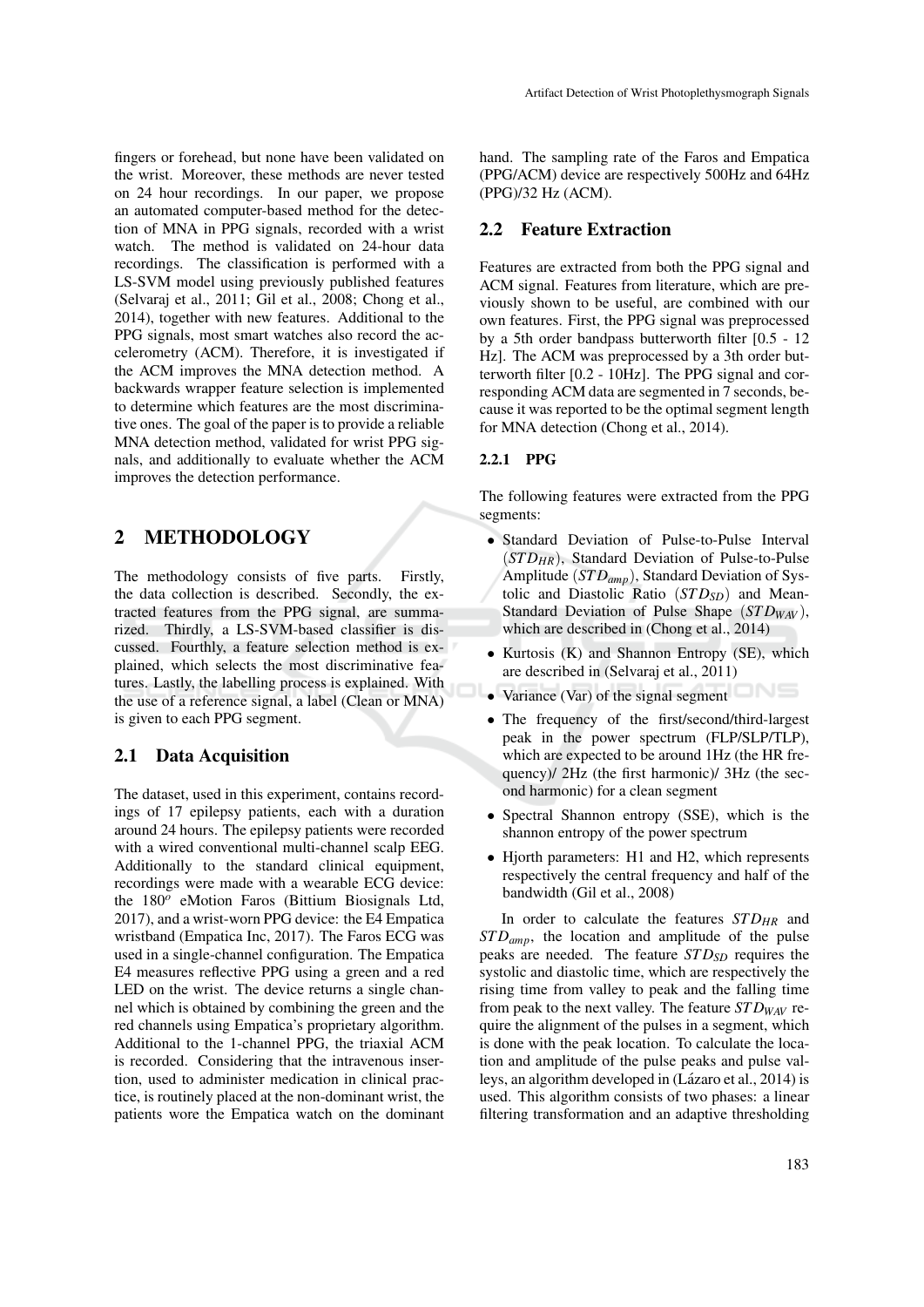fingers or forehead, but none have been validated on the wrist. Moreover, these methods are never tested on 24 hour recordings. In our paper, we propose an automated computer-based method for the detection of MNA in PPG signals, recorded with a wrist watch. The method is validated on 24-hour data recordings. The classification is performed with a LS-SVM model using previously published features (Selvaraj et al., 2011; Gil et al., 2008; Chong et al., 2014), together with new features. Additional to the PPG signals, most smart watches also record the accelerometry (ACM). Therefore, it is investigated if the ACM improves the MNA detection method. A backwards wrapper feature selection is implemented to determine which features are the most discriminative ones. The goal of the paper is to provide a reliable MNA detection method, validated for wrist PPG signals, and additionally to evaluate whether the ACM improves the detection performance.

## 2 METHODOLOGY

The methodology consists of five parts. Firstly, the data collection is described. Secondly, the extracted features from the PPG signal, are summarized. Thirdly, a LS-SVM-based classifier is discussed. Fourthly, a feature selection method is explained, which selects the most discriminative features. Lastly, the labelling process is explained. With the use of a reference signal, a label (Clean or MNA) is given to each PPG segment.

### 2.1 Data Acquisition

The dataset, used in this experiment, contains recordings of 17 epilepsy patients, each with a duration around 24 hours. The epilepsy patients were recorded with a wired conventional multi-channel scalp EEG. Additionally to the standard clinical equipment, recordings were made with a wearable ECG device: the $180^{o}$ eMotion Faros (Bittium Biosignals Ltd, 2017), and a wrist-worn PPG device: the E4 Empatica wristband (Empatica Inc, 2017). The Faros ECG was used in a single-channel configuration. The Empatica E4 measures reflective PPG using a green and a red LED on the wrist. The device returns a single channel which is obtained by combining the green and the red channels using Empatica's proprietary algorithm. Additional to the 1-channel PPG, the triaxial ACM is recorded. Considering that the intravenous insertion, used to administer medication in clinical practice, is routinely placed at the non-dominant wrist, the patients wore the Empatica watch on the dominant hand. The sampling rate of the Faros and Empatica (PPG/ACM) device are respectively 500Hz and 64Hz (PPG)/32 Hz (ACM).

### 2.2 Feature Extraction

Features are extracted from both the PPG signal and ACM signal. Features from literature, which are previously shown to be useful, are combined with our own features. First, the PPG signal was preprocessed by a 5th order bandpass butterworth filter [0.5 - 12 Hz]. The ACM was preprocessed by a 3th order butterworth filter [0.2 - 10Hz]. The PPG signal and corresponding ACM data are segmented in 7 seconds, because it was reported to be the optimal segment length for MNA detection (Chong et al., 2014).

#### 2.2.1 PPG

The following features were extracted from the PPG segments:

- Standard Deviation of Pulse-to-Pulse Interval ($STD_{HR}$), Standard Deviation of Pulse-to-Pulse Amplitude ($STD_{amp}$), Standard Deviation of Systolic and Diastolic Ratio ($STD_{SD}$) and Mean-Standard Deviation of Pulse Shape ($STD_{WAV}$), which are described in (Chong et al., 2014)
- Kurtosis (K) and Shannon Entropy (SE), which are described in (Selvaraj et al., 2011)
- Variance (Var) of the signal segment
- The frequency of the first/second/third-largest peak in the power spectrum (FLP/SLP/TLP), which are expected to be around 1Hz (the HR frequency)/ 2Hz (the first harmonic)/ 3Hz (the second harmonic) for a clean segment
- Spectral Shannon entropy (SSE), which is the shannon entropy of the power spectrum
- Hjorth parameters: H1 and H2, which represents respectively the central frequency and half of the bandwidth (Gil et al., 2008)

In order to calculate the features $STD_{HR}$ and $STD_{amp}$, the location and amplitude of the pulse peaks are needed. The feature $STD_{SD}$ requires the systolic and diastolic time, which are respectively the rising time from valley to peak and the falling time from peak to the next valley. The feature $STD_{WAV}$ require the alignment of the pulses in a segment, which is done with the peak location. To calculate the location and amplitude of the pulse peaks and pulse valleys, an algorithm developed in (Lázaro et al., 2014) is used. This algorithm consists of two phases: a linear filtering transformation and an adaptive thresholding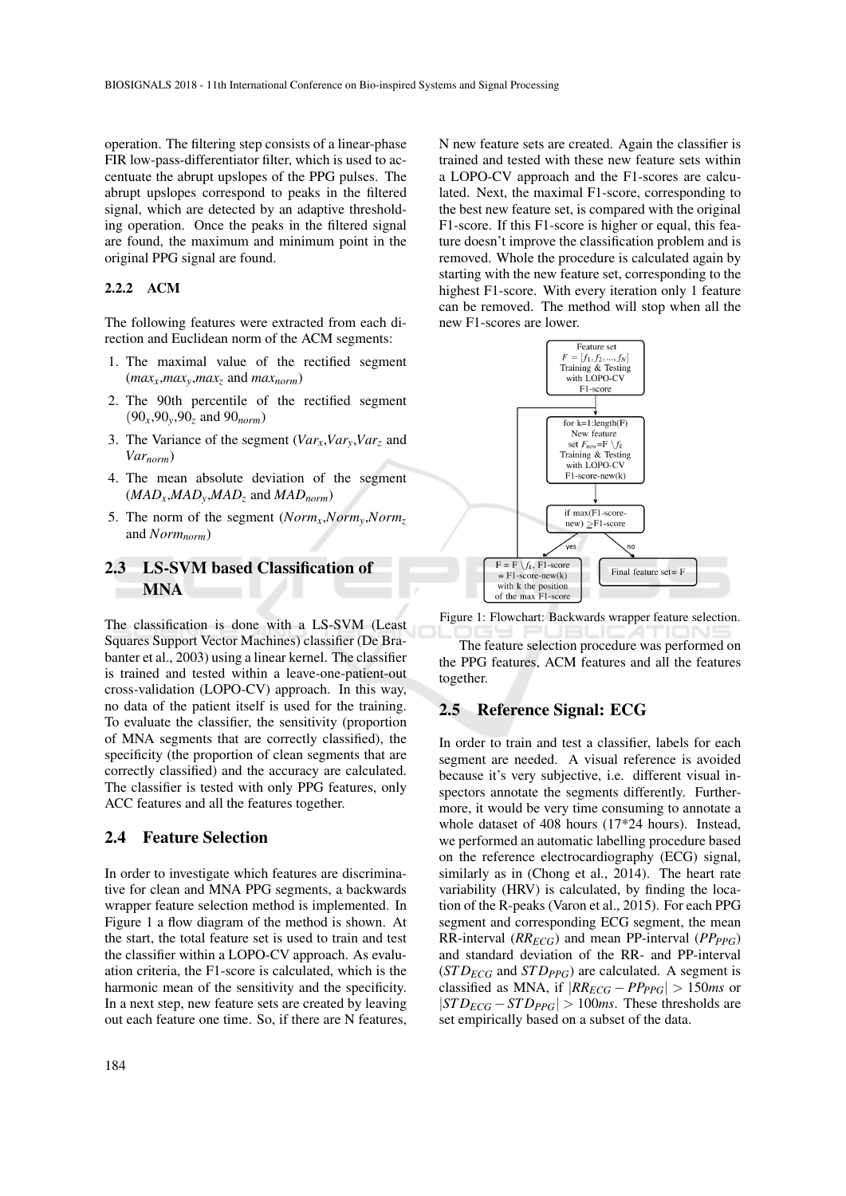operation. The filtering step consists of a linear-phase FIR low-pass-differentiator filter, which is used to accentuate the abrupt upslopes of the PPG pulses. The abrupt upslopes correspond to peaks in the filtered signal, which are detected by an adaptive thresholding operation. Once the peaks in the filtered signal are found, the maximum and minimum point in the original PPG signal are found.

#### 2.2.2 ACM

The following features were extracted from each direction and Euclidean norm of the ACM segments:

1. The maximal value of the rectified segment ($max_x$,$max_y$,$max_z$ and $max_{norm}$)
2. The 90th percentile of the rectified segment ($90_x$,$90_y$,$90_z$ and $90_{norm}$)
3. The Variance of the segment ($Var_x$,$Var_y$,$Var_z$ and $Var_{norm}$)
4. The mean absolute deviation of the segment ($MAD_x$,$MAD_y$,$MAD_z$ and $MAD_{norm}$)
5. The norm of the segment ($Norm_x$,$Norm_y$,$Norm_z$ and $Norm_{norm}$)

### 2.3 LS-SVM based Classification of MNA

The classification is done with a LS-SVM (Least Squares Support Vector Machines) classifier (De Brabanter et al., 2003) using a linear kernel. The classifier is trained and tested within a leave-one-patient-out cross-validation (LOPO-CV) approach. In this way, no data of the patient itself is used for the training. To evaluate the classifier, the sensitivity (proportion of MNA segments that are correctly classified), the specificity (the proportion of clean segments that are correctly classified) and the accuracy are calculated. The classifier is tested with only PPG features, only ACC features and all the features together.

### 2.4 Feature Selection

In order to investigate which features are discriminative for clean and MNA PPG segments, a backwards wrapper feature selection method is implemented. In Figure 1 a flow diagram of the method is shown. At the start, the total feature set is used to train and test the classifier within a LOPO-CV approach. As evaluation criteria, the F1-score is calculated, which is the harmonic mean of the sensitivity and the specificity. In a next step, new feature sets are created by leaving out each feature one time. So, if there are N features, N new feature sets are created. Again the classifier is trained and tested with these new feature sets within a LOPO-CV approach and the F1-scores are calculated. Next, the maximal F1-score, corresponding to the best new feature set, is compared with the original F1-score. If this F1-score is higher or equal, this feature doesn't improve the classification problem and is removed. Whole the procedure is calculated again by starting with the new feature set, corresponding to the highest F1-score. With every iteration only 1 feature can be removed. The method will stop when all the new F1-scores are lower.

Feature set $F = [f_1, f_2, ..., f_N]$ Training & Testing with LOPO-CV F1-score

for k=1:length(F) New feature set $F_{new}$=F $\setminus f_k$ Training & Testing with LOPO-CV F1-score-new(k)

if max(F1-score-new) ≥F1-score

yes: F = F $\setminus f_k$, F1-score = F1-score-new(k) with k the position of the max F1-score

no: Final feature set= F

Figure 1: Flowchart: Backwards wrapper feature selection.

The feature selection procedure was performed on the PPG features, ACM features and all the features together.

### 2.5 Reference Signal: ECG

In order to train and test a classifier, labels for each segment are needed. A visual reference is avoided because it's very subjective, i.e. different visual inspectors annotate the segments differently. Furthermore, it would be very time consuming to annotate a whole dataset of 408 hours (17*24 hours). Instead, we performed an automatic labelling procedure based on the reference electrocardiography (ECG) signal, similarly as in (Chong et al., 2014). The heart rate variability (HRV) is calculated, by finding the location of the R-peaks (Varon et al., 2015). For each PPG segment and corresponding ECG segment, the mean RR-interval ($RR_{ECG}$) and mean PP-interval ($PP_{PPG}$) and standard deviation of the RR- and PP-interval ($STD_{ECG}$ and $STD_{PPG}$) are calculated. A segment is classified as MNA, if $|RR_{ECG} - PP_{PPG}| > 150ms$ or $|STD_{ECG} - STD_{PPG}| > 100ms$. These thresholds are set empirically based on a subset of the data.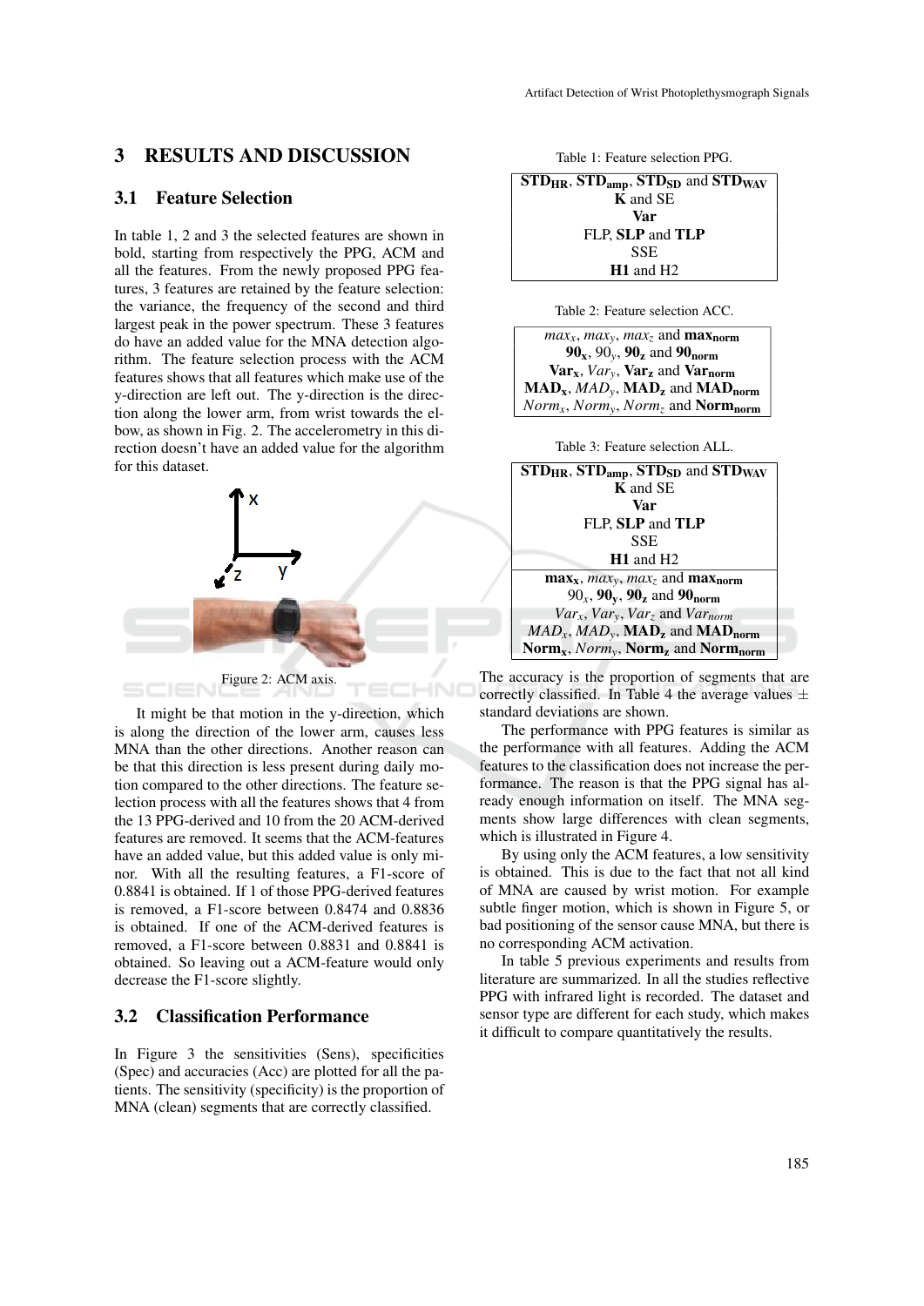## 3 RESULTS AND DISCUSSION

### 3.1 Feature Selection

In table 1, 2 and 3 the selected features are shown in bold, starting from respectively the PPG, ACM and all the features. From the newly proposed PPG features, 3 features are retained by the feature selection: the variance, the frequency of the second and third largest peak in the power spectrum. These 3 features do have an added value for the MNA detection algorithm. The feature selection process with the ACM features shows that all features which make use of the y-direction are left out. The y-direction is the direction along the lower arm, from wrist towards the elbow, as shown in Fig. 2. The accelerometry in this direction doesn't have an added value for the algorithm for this dataset.

Figure 2: ACM axis.

It might be that motion in the y-direction, which is along the direction of the lower arm, causes less MNA than the other directions. Another reason can be that this direction is less present during daily motion compared to the other directions. The feature selection process with all the features shows that 4 from the 13 PPG-derived and 10 from the 20 ACM-derived features are removed. It seems that the ACM-features have an added value, but this added value is only minor. With all the resulting features, a F1-score of 0.8841 is obtained. If 1 of those PPG-derived features is removed, a F1-score between 0.8474 and 0.8836 is obtained. If one of the ACM-derived features is removed, a F1-score between 0.8831 and 0.8841 is obtained. So leaving out a ACM-feature would only decrease the F1-score slightly.

Table 1: Feature selection PPG.

| |
|---|
| $\mathbf{STD_{HR}}$, $\mathbf{STD_{amp}}$, $\mathbf{STD_{SD}}$ and $\mathbf{STD_{WAV}}$ |
| **K** and SE |
| **Var** |
| FLP, **SLP** and **TLP** |
| SSE |
| **H1** and H2 |

Table 2: Feature selection ACC.

| |
|---|
| $max_x$, $max_y$, $max_z$ and $\mathbf{max_{norm}}$ |
| $\mathbf{90_x}$, $90_y$, $\mathbf{90_z}$ and $\mathbf{90_{norm}}$ |
| $\mathbf{Var_x}$, $Var_y$, $\mathbf{Var_z}$ and $\mathbf{Var_{norm}}$ |
| $\mathbf{MAD_x}$, $MAD_y$, $\mathbf{MAD_z}$ and $\mathbf{MAD_{norm}}$ |
| $Norm_x$, $Norm_y$, $Norm_z$ and $\mathbf{Norm_{norm}}$ |

Table 3: Feature selection ALL.

| |
|---|
| $\mathbf{STD_{HR}}$, $\mathbf{STD_{amp}}$, $\mathbf{STD_{SD}}$ and $\mathbf{STD_{WAV}}$ |
| **K** and SE |
| **Var** |
| FLP, **SLP** and **TLP** |
| SSE |
| **H1** and H2 |
| $\mathbf{max_x}$, $max_y$, $max_z$ and $\mathbf{max_{norm}}$ |
| $90_x$, $\mathbf{90_y}$, $\mathbf{90_z}$ and $\mathbf{90_{norm}}$ |
| $Var_x$, $Var_y$, $Var_z$ and $Var_{norm}$ |
| $MAD_x$, $MAD_y$, $\mathbf{MAD_z}$ and $\mathbf{MAD_{norm}}$ |
| $\mathbf{Norm_x}$, $Norm_y$, $\mathbf{Norm_z}$ and $\mathbf{Norm_{norm}}$ |

### 3.2 Classification Performance

In Figure 3 the sensitivities (Sens), specificities (Spec) and accuracies (Acc) are plotted for all the patients. The sensitivity (specificity) is the proportion of MNA (clean) segments that are correctly classified. The accuracy is the proportion of segments that are correctly classified. In Table 4 the average values $\pm$ standard deviations are shown.

The performance with PPG features is similar as the performance with all features. Adding the ACM features to the classification does not increase the performance. The reason is that the PPG signal has already enough information on itself. The MNA segments show large differences with clean segments, which is illustrated in Figure 4.

By using only the ACM features, a low sensitivity is obtained. This is due to the fact that not all kind of MNA are caused by wrist motion. For example subtle finger motion, which is shown in Figure 5, or bad positioning of the sensor cause MNA, but there is no corresponding ACM activation.

In table 5 previous experiments and results from literature are summarized. In all the studies reflective PPG with infrared light is recorded. The dataset and sensor type are different for each study, which makes it difficult to compare quantitatively the results.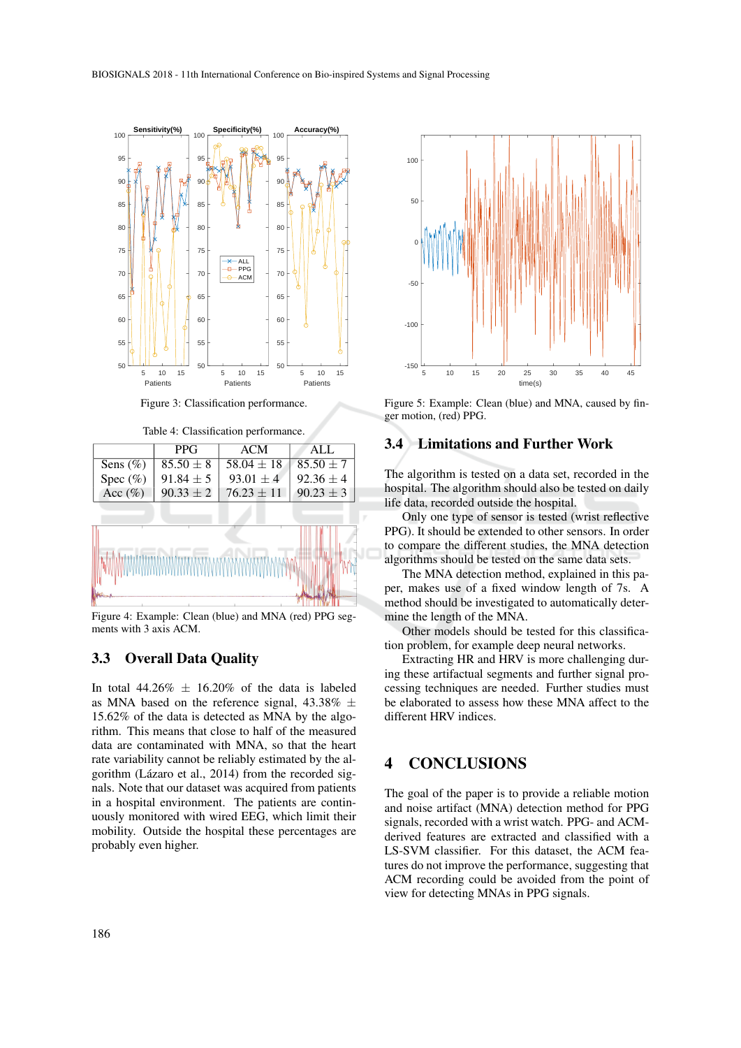Figure 3: Classification performance.

Table 4: Classification performance.

|  | PPG | ACM | ALL |
|---|---|---|---|
| Sens (%) | 85.50 ± 8 | 58.04 ± 18 | 85.50 ± 7 |
| Spec (%) | 91.84 ± 5 | 93.01 ± 4 | 92.36 ± 4 |
| Acc (%) | 90.33 ± 2 | 76.23 ± 11 | 90.23 ± 3 |

Figure 4: Example: Clean (blue) and MNA (red) PPG segments with 3 axis ACM.

### 3.3 Overall Data Quality

In total 44.26% ± 16.20% of the data is labeled as MNA based on the reference signal, 43.38% ± 15.62% of the data is detected as MNA by the algorithm. This means that close to half of the measured data are contaminated with MNA, so that the heart rate variability cannot be reliably estimated by the algorithm (Lázaro et al., 2014) from the recorded signals. Note that our dataset was acquired from patients in a hospital environment. The patients are continuously monitored with wired EEG, which limit their mobility. Outside the hospital these percentages are probably even higher.

Figure 5: Example: Clean (blue) and MNA, caused by finger motion, (red) PPG.

### 3.4 Limitations and Further Work

The algorithm is tested on a data set, recorded in the hospital. The algorithm should also be tested on daily life data, recorded outside the hospital.

Only one type of sensor is tested (wrist reflective PPG). It should be extended to other sensors. In order to compare the different studies, the MNA detection algorithms should be tested on the same data sets.

The MNA detection method, explained in this paper, makes use of a fixed window length of 7s. A method should be investigated to automatically determine the length of the MNA.

Other models should be tested for this classification problem, for example deep neural networks.

Extracting HR and HRV is more challenging during these artifactual segments and further signal processing techniques are needed. Further studies must be elaborated to assess how these MNA affect to the different HRV indices.

## 4 CONCLUSIONS

The goal of the paper is to provide a reliable motion and noise artifact (MNA) detection method for PPG signals, recorded with a wrist watch. PPG- and ACM-derived features are extracted and classified with a LS-SVM classifier. For this dataset, the ACM features do not improve the performance, suggesting that ACM recording could be avoided from the point of view for detecting MNAs in PPG signals.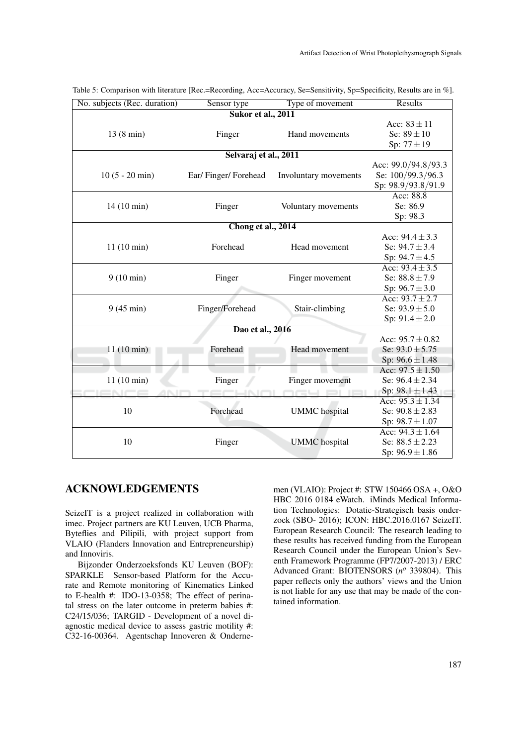Table 5: Comparison with literature [Rec.=Recording, Acc=Accuracy, Se=Sensitivity, Sp=Specificity, Results are in %].

| No. subjects (Rec. duration) | Sensor type | Type of movement | Results |
|---|---|---|---|
| **Sukor et al., 2011** | | | |
| 13 (8 min) | Finger | Hand movements | Acc: $83 \pm 11$<br>Se: $89 \pm 10$<br>Sp: $77 \pm 19$ |
| **Selvaraj et al., 2011** | | | |
| 10 (5 - 20 min) | Ear/ Finger/ Forehead | Involuntary movements | Acc: 99.0/94.8/93.3<br>Se: 100/99.3/96.3<br>Sp: 98.9/93.8/91.9 |
| 14 (10 min) | Finger | Voluntary movements | Acc: 88.8<br>Se: 86.9<br>Sp: 98.3 |
| **Chong et al., 2014** | | | |
| 11 (10 min) | Forehead | Head movement | Acc: $94.4 \pm 3.3$<br>Se: $94.7 \pm 3.4$<br>Sp: $94.7 \pm 4.5$ |
| 9 (10 min) | Finger | Finger movement | Acc: $93.4 \pm 3.5$<br>Se: $88.8 \pm 7.9$<br>Sp: $96.7 \pm 3.0$ |
| 9 (45 min) | Finger/Forehead | Stair-climbing | Acc: $93.7 \pm 2.7$<br>Se: $93.9 \pm 5.0$<br>Sp: $91.4 \pm 2.0$ |
| **Dao et al., 2016** | | | |
| 11 (10 min) | Forehead | Head movement | Acc: $95.7 \pm 0.82$<br>Se: $93.0 \pm 5.75$<br>Sp: $96.6 \pm 1.48$ |
| 11 (10 min) | Finger | Finger movement | Acc: $97.5 \pm 1.50$<br>Se: $96.4 \pm 2.34$<br>Sp: $98.1 \pm 1.43$ |
| 10 | Forehead | UMMC hospital | Acc: $95.3 \pm 1.34$<br>Se: $90.8 \pm 2.83$<br>Sp: $98.7 \pm 1.07$ |
| 10 | Finger | UMMC hospital | Acc: $94.3 \pm 1.64$<br>Se: $88.5 \pm 2.23$<br>Sp: $96.9 \pm 1.86$ |

## ACKNOWLEDGEMENTS

SeizeIT is a project realized in collaboration with imec. Project partners are KU Leuven, UCB Pharma, Byteflies and Pilipili, with project support from VLAIO (Flanders Innovation and Entrepreneurship) and Innoviris.

Bijzonder Onderzoeksfonds KU Leuven (BOF): SPARKLE Sensor-based Platform for the Accurate and Remote monitoring of Kinematics Linked to E-health #: IDO-13-0358; The effect of perinatal stress on the later outcome in preterm babies #: C24/15/036; TARGID - Development of a novel diagnostic medical device to assess gastric motility #: C32-16-00364. Agentschap Innoveren & Ondernemen (VLAIO): Project #: STW 150466 OSA +, O&O HBC 2016 0184 eWatch. iMinds Medical Information Technologies: Dotatie-Strategisch basis onderzoek (SBO- 2016); ICON: HBC.2016.0167 SeizeIT. European Research Council: The research leading to these results has received funding from the European Research Council under the European Union's Seventh Framework Programme (FP7/2007-2013) / ERC Advanced Grant: BIOTENSORS ($n^o$ 339804). This paper reflects only the authors' views and the Union is not liable for any use that may be made of the contained information.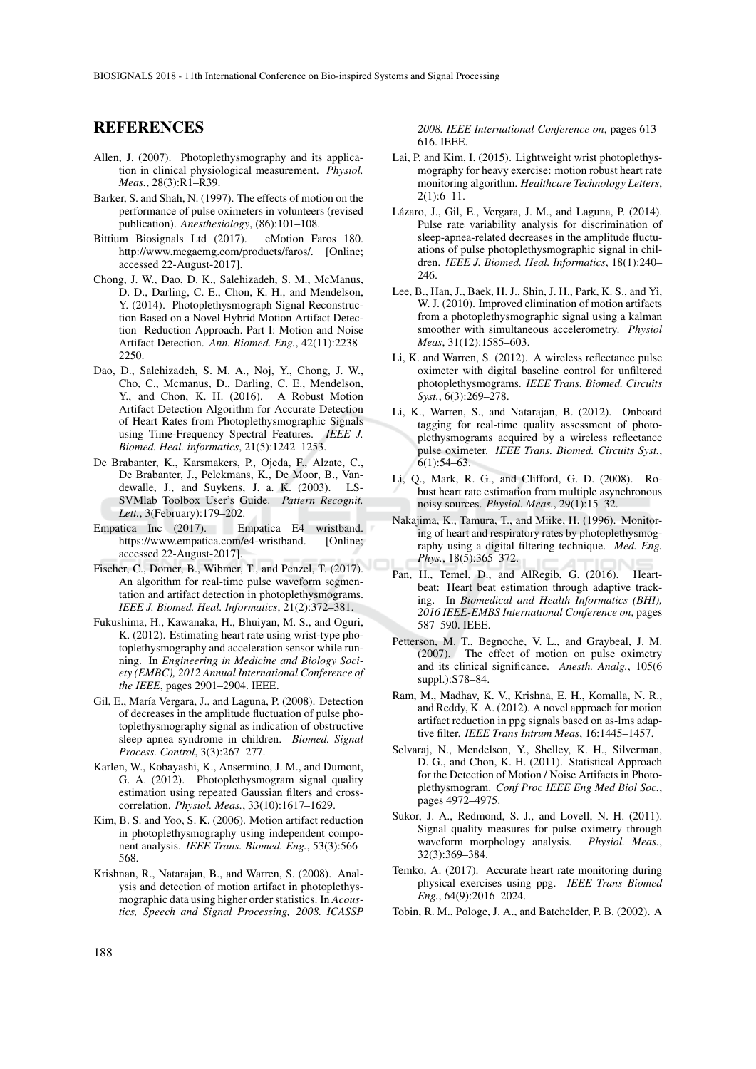## REFERENCES

Allen, J. (2007). Photoplethysmography and its application in clinical physiological measurement. *Physiol. Meas.*, 28(3):R1–R39.

Barker, S. and Shah, N. (1997). The effects of motion on the performance of pulse oximeters in volunteers (revised publication). *Anesthesiology*, (86):101–108.

Bittium Biosignals Ltd (2017). eMotion Faros 180. http://www.megaemg.com/products/faros/. [Online; accessed 22-August-2017].

Chong, J. W., Dao, D. K., Salehizadeh, S. M., McManus, D. D., Darling, C. E., Chon, K. H., and Mendelson, Y. (2014). Photoplethysmograph Signal Reconstruction Based on a Novel Hybrid Motion Artifact Detection Reduction Approach. Part I: Motion and Noise Artifact Detection. *Ann. Biomed. Eng.*, 42(11):2238–2250.

Dao, D., Salehizadeh, S. M. A., Noj, Y., Chong, J. W., Cho, C., Mcmanus, D., Darling, C. E., Mendelson, Y., and Chon, K. H. (2016). A Robust Motion Artifact Detection Algorithm for Accurate Detection of Heart Rates from Photoplethysmographic Signals using Time-Frequency Spectral Features. *IEEE J. Biomed. Heal. informatics*, 21(5):1242–1253.

De Brabanter, K., Karsmakers, P., Ojeda, F., Alzate, C., De Brabanter, J., Pelckmans, K., De Moor, B., Vandewalle, J., and Suykens, J. a. K. (2003). LS-SVMlab Toolbox User's Guide. *Pattern Recognit. Lett.*, 3(February):179–202.

Empatica Inc (2017). Empatica E4 wristband. https://www.empatica.com/e4-wristband. [Online; accessed 22-August-2017].

Fischer, C., Domer, B., Wibmer, T., and Penzel, T. (2017). An algorithm for real-time pulse waveform segmentation and artifact detection in photoplethysmograms. *IEEE J. Biomed. Heal. Informatics*, 21(2):372–381.

Fukushima, H., Kawanaka, H., Bhuiyan, M. S., and Oguri, K. (2012). Estimating heart rate using wrist-type photoplethysmography and acceleration sensor while running. In *Engineering in Medicine and Biology Society (EMBC), 2012 Annual International Conference of the IEEE*, pages 2901–2904. IEEE.

Gil, E., María Vergara, J., and Laguna, P. (2008). Detection of decreases in the amplitude fluctuation of pulse photoplethysmography signal as indication of obstructive sleep apnea syndrome in children. *Biomed. Signal Process. Control*, 3(3):267–277.

Karlen, W., Kobayashi, K., Ansermino, J. M., and Dumont, G. A. (2012). Photoplethysmogram signal quality estimation using repeated Gaussian filters and cross-correlation. *Physiol. Meas.*, 33(10):1617–1629.

Kim, B. S. and Yoo, S. K. (2006). Motion artifact reduction in photoplethysmography using independent component analysis. *IEEE Trans. Biomed. Eng.*, 53(3):566–568.

Krishnan, R., Natarajan, B., and Warren, S. (2008). Analysis and detection of motion artifact in photoplethysmographic data using higher order statistics. In *Acoustics, Speech and Signal Processing, 2008. ICASSP 2008. IEEE International Conference on*, pages 613–616. IEEE.

Lai, P. and Kim, I. (2015). Lightweight wrist photoplethysmography for heavy exercise: motion robust heart rate monitoring algorithm. *Healthcare Technology Letters*, 2(1):6–11.

Lázaro, J., Gil, E., Vergara, J. M., and Laguna, P. (2014). Pulse rate variability analysis for discrimination of sleep-apnea-related decreases in the amplitude fluctuations of pulse photoplethysmographic signal in children. *IEEE J. Biomed. Heal. Informatics*, 18(1):240–246.

Lee, B., Han, J., Baek, H. J., Shin, J. H., Park, K. S., and Yi, W. J. (2010). Improved elimination of motion artifacts from a photoplethysmographic signal using a kalman smoother with simultaneous accelerometry. *Physiol Meas*, 31(12):1585–603.

Li, K. and Warren, S. (2012). A wireless reflectance pulse oximeter with digital baseline control for unfiltered photoplethysmograms. *IEEE Trans. Biomed. Circuits Syst.*, 6(3):269–278.

Li, K., Warren, S., and Natarajan, B. (2012). Onboard tagging for real-time quality assessment of photoplethysmograms acquired by a wireless reflectance pulse oximeter. *IEEE Trans. Biomed. Circuits Syst.*, 6(1):54–63.

Li, Q., Mark, R. G., and Clifford, G. D. (2008). Robust heart rate estimation from multiple asynchronous noisy sources. *Physiol. Meas.*, 29(1):15–32.

Nakajima, K., Tamura, T., and Miike, H. (1996). Monitoring of heart and respiratory rates by photoplethysmography using a digital filtering technique. *Med. Eng. Phys.*, 18(5):365–372.

Pan, H., Temel, D., and AlRegib, G. (2016). Heartbeat: Heart beat estimation through adaptive tracking. In *Biomedical and Health Informatics (BHI), 2016 IEEE-EMBS International Conference on*, pages 587–590. IEEE.

Petterson, M. T., Begnoche, V. L., and Graybeal, J. M. (2007). The effect of motion on pulse oximetry and its clinical significance. *Anesth. Analg.*, 105(6 suppl.):S78–84.

Ram, M., Madhav, K. V., Krishna, E. H., Komalla, N. R., and Reddy, K. A. (2012). A novel approach for motion artifact reduction in ppg signals based on as-lms adaptive filter. *IEEE Trans Intrum Meas*, 16:1445–1457.

Selvaraj, N., Mendelson, Y., Shelley, K. H., Silverman, D. G., and Chon, K. H. (2011). Statistical Approach for the Detection of Motion / Noise Artifacts in Photoplethysmogram. *Conf Proc IEEE Eng Med Biol Soc.*, pages 4972–4975.

Sukor, J. A., Redmond, S. J., and Lovell, N. H. (2011). Signal quality measures for pulse oximetry through waveform morphology analysis. *Physiol. Meas.*, 32(3):369–384.

Temko, A. (2017). Accurate heart rate monitoring during physical exercises using ppg. *IEEE Trans Biomed Eng.*, 64(9):2016–2024.

Tobin, R. M., Pologe, J. A., and Batchelder, P. B. (2002). A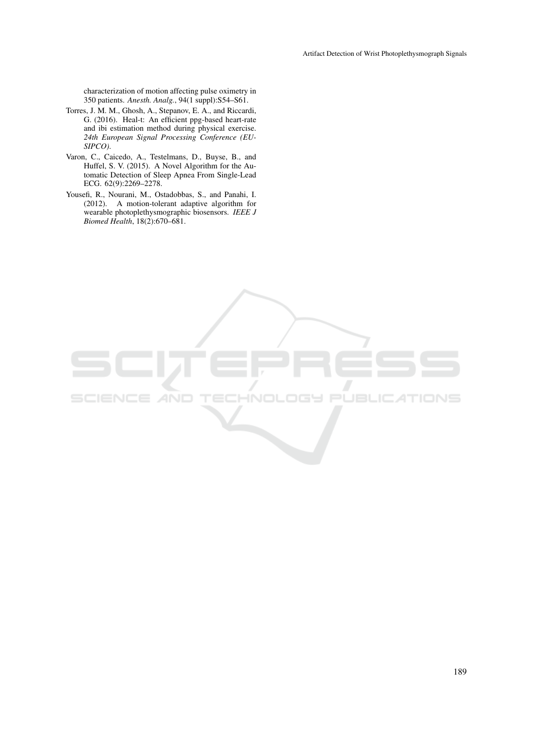characterization of motion affecting pulse oximetry in 350 patients. *Anesth. Analg.*, 94(1 suppl):S54–S61.

Torres, J. M. M., Ghosh, A., Stepanov, E. A., and Riccardi, G. (2016). Heal-t: An efficient ppg-based heart-rate and ibi estimation method during physical exercise. *24th European Signal Processing Conference (EUSIPCO).*

Varon, C., Caicedo, A., Testelmans, D., Buyse, B., and Huffel, S. V. (2015). A Novel Algorithm for the Automatic Detection of Sleep Apnea From Single-Lead ECG. 62(9):2269–2278.

Yousefi, R., Nourani, M., Ostadobbas, S., and Panahi, I. (2012). A motion-tolerant adaptive algorithm for wearable photoplethysmographic biosensors. *IEEE J Biomed Health*, 18(2):670–681.